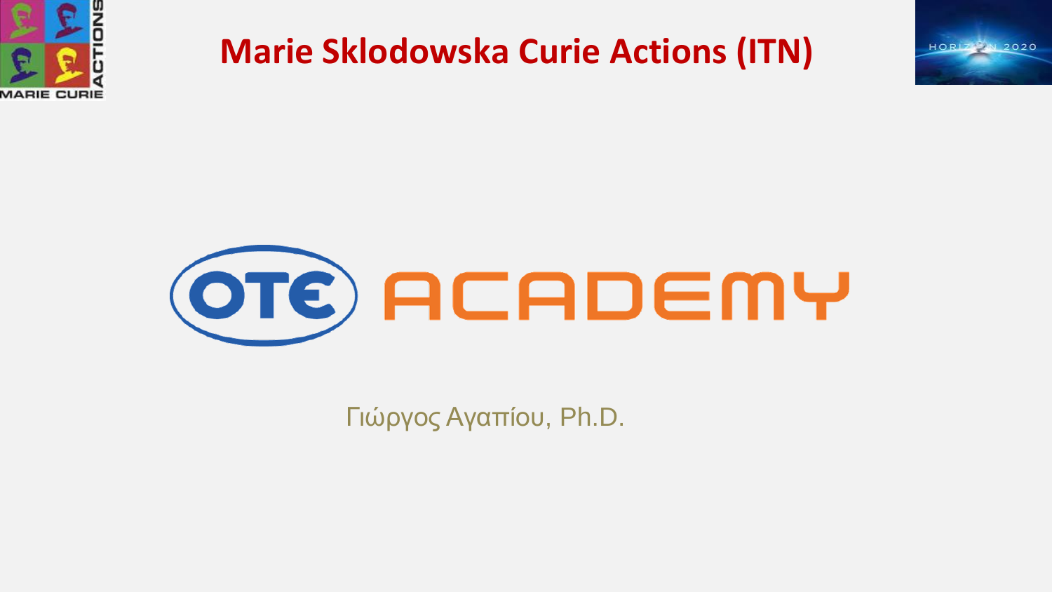# Marie Sklodowska Curie Actions (ITN)

OTE ACADEMY

Γιώργος Αγαπίου, Ph.D.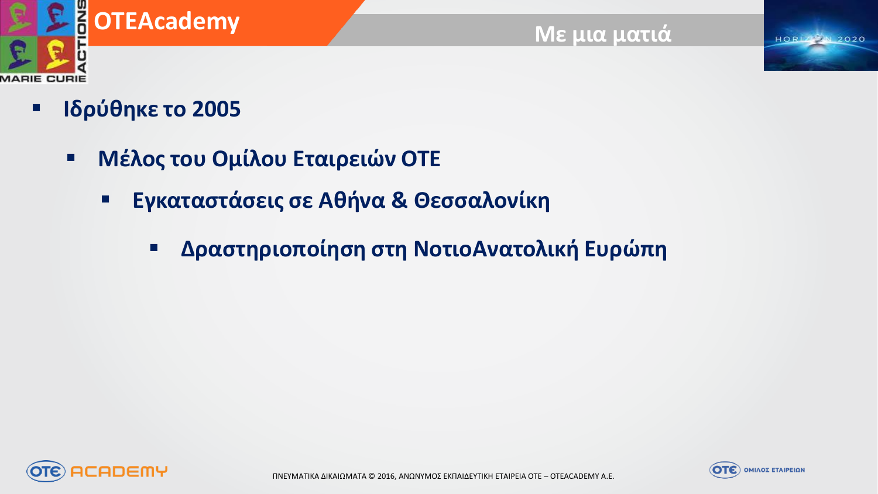# OTEAcademy

## Με μια ματιά

- **Ιδρύθηκε το 2005**
  - **Μέλος του Ομίλου Εταιρειών ΟΤΕ**
    - **Εγκαταστάσεις σε Αθήνα & Θεσσαλονίκη**
      - **Δραστηριοποίηση στη ΝοτιοΑνατολική Ευρώπη**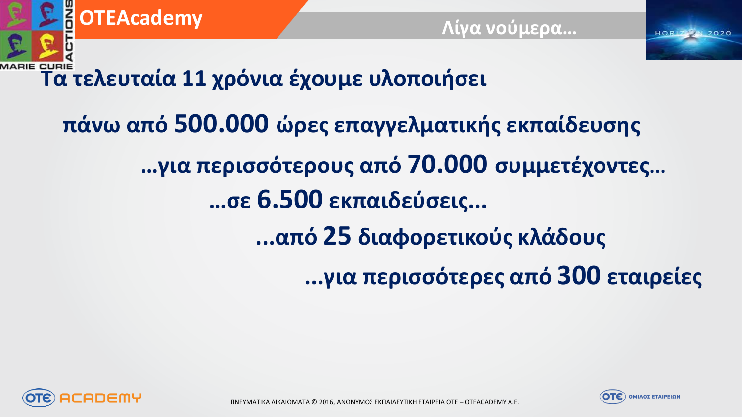## Λίγα νούμερα…

**Τα τελευταία 11 χρόνια έχουμε υλοποιήσει**

**πάνω από 500.000 ώρες επαγγελματικής εκπαίδευσης**

**…για περισσότερους από 70.000 συμμετέχοντες…**

**…σε 6.500 εκπαιδεύσεις…**

**…από 25 διαφορετικούς κλάδους**

**…για περισσότερες από 300 εταιρείες**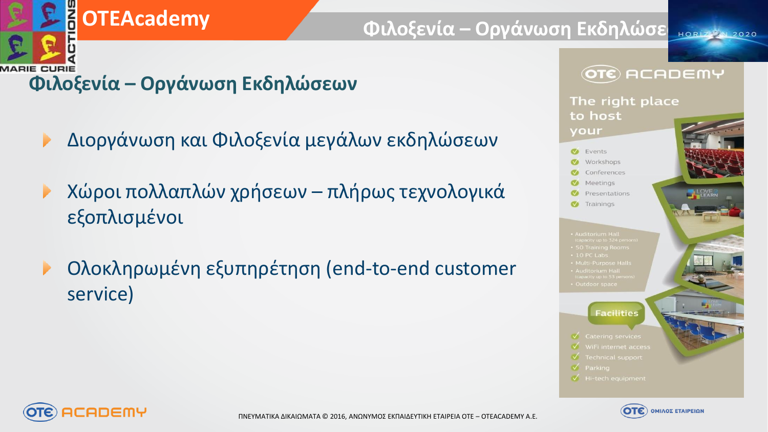# Φιλοξενία – Οργάνωση Εκδηλώσεων

- Διοργάνωση και Φιλοξενία μεγάλων εκδηλώσεων
- Χώροι πολλαπλών χρήσεων – πλήρως τεχνολογικά εξοπλισμένοι
- Ολοκληρωμένη εξυπηρέτηση (end-to-end customer service)

OTE ACADEMY

The right place to host your

- Events
- Workshops
- Conferences
- Meetings
- Presentations
- Trainings

- Auditorium Hall (capacity up to 324 persons)
- 50 Training Rooms
- 10 PC Labs
- Multi-Purpose Halls
- Auditorium Hall (capacity up to 53 persons)
- Outdoor space

Facilities

- Catering services
- WiFi internet access
- Technical support
- Parking
- Hi-tech equipment

ΠΝΕΥΜΑΤΙΚΑ ΔΙΚΑΙΩΜΑΤΑ © 2016, ΑΝΩΝΥΜΟΣ ΕΚΠΑΙΔΕΥΤΙΚΗ ΕΤΑΙΡΕΙΑ ΟΤΕ – OTEACADEMY Α.Ε.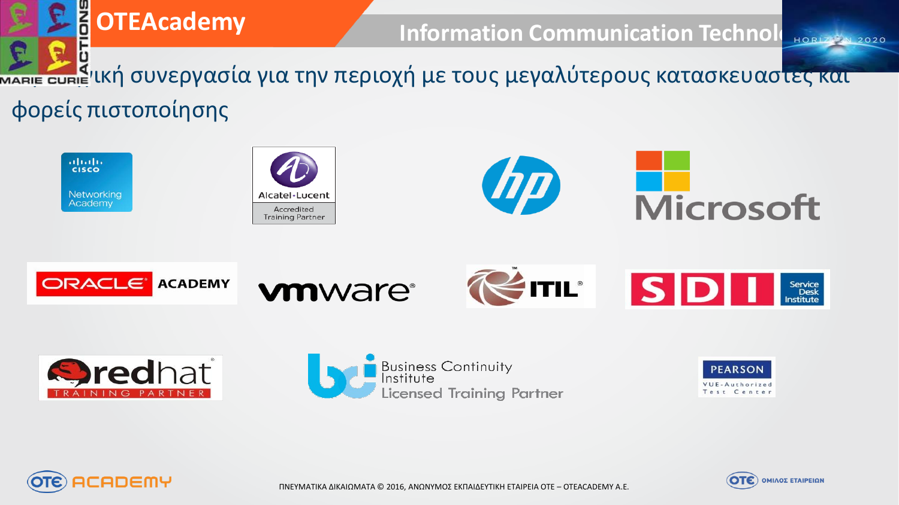# Στρατηγική συνεργασία για την περιοχή με τους μεγαλύτερους κατασκευαστές και φορείς πιστοποίησης

- Cisco Networking Academy
- Alcatel-Lucent Accredited Training Partner
- HP
- Microsoft
- Oracle Academy
- VMware
- ITIL
- SDI Service Desk Institute
- Red Hat Training Partner
- Business Continuity Institute Licensed Training Partner
- Pearson VUE-Authorized Test Center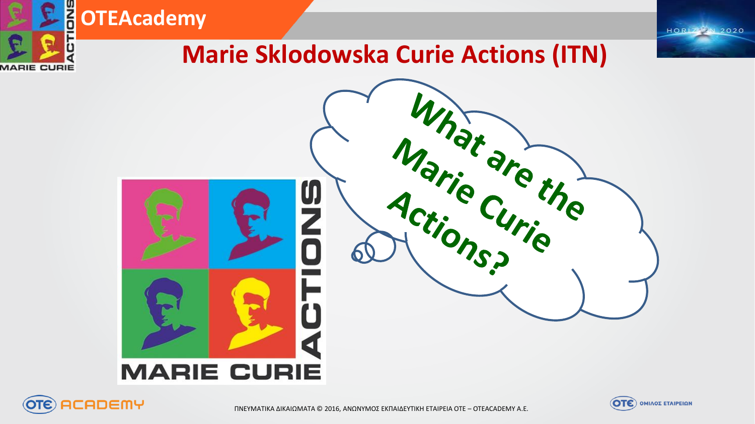# Marie Sklodowska Curie Actions (ITN)

What are the Marie Curie Actions?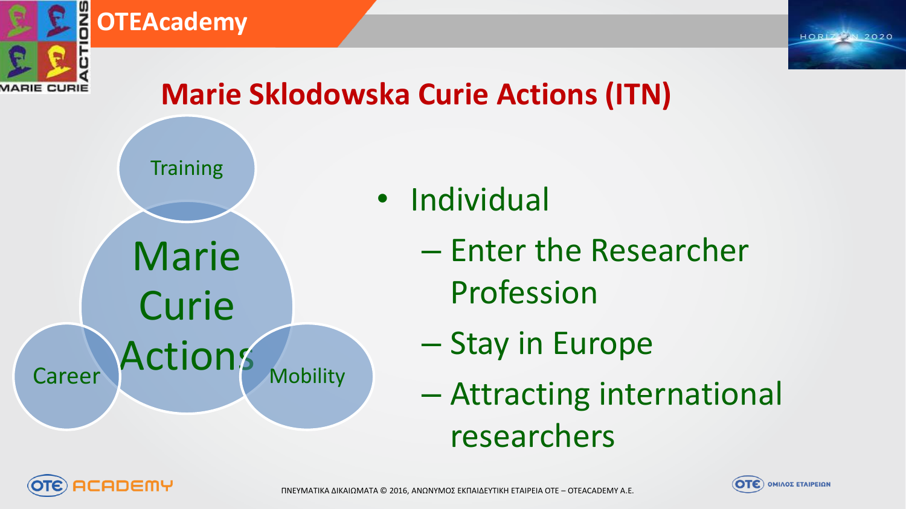## Marie Sklodowska Curie Actions (ITN)

Training

Marie Curie Actions

Career

Mobility

- Individual
  - Enter the Researcher Profession
  - Stay in Europe
  - Attracting international researchers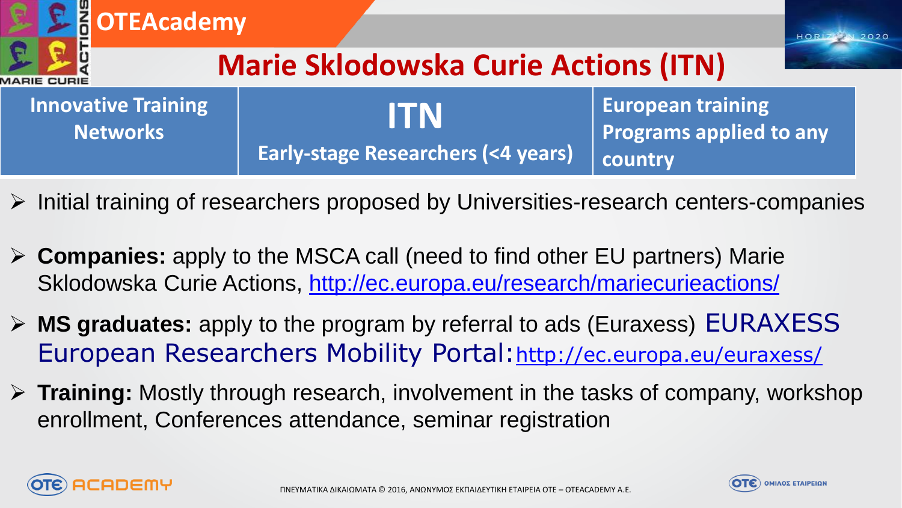# Marie Sklodowska Curie Actions (ITN)

| Innovative Training Networks | ITN<br>Early-stage Researchers (<4 years) | European training Programs applied to any country |
|---|---|---|

- Initial training of researchers proposed by Universities-research centers-companies
- **Companies:** apply to the MSCA call (need to find other EU partners) Marie Sklodowska Curie Actions, http://ec.europa.eu/research/mariecurieactions/
- **MS graduates:** apply to the program by referral to ads (Euraxess) EURAXESS European Researchers Mobility Portal: http://ec.europa.eu/euraxess/
- **Training:** Mostly through research, involvement in the tasks of company, workshop enrollment, Conferences attendance, seminar registration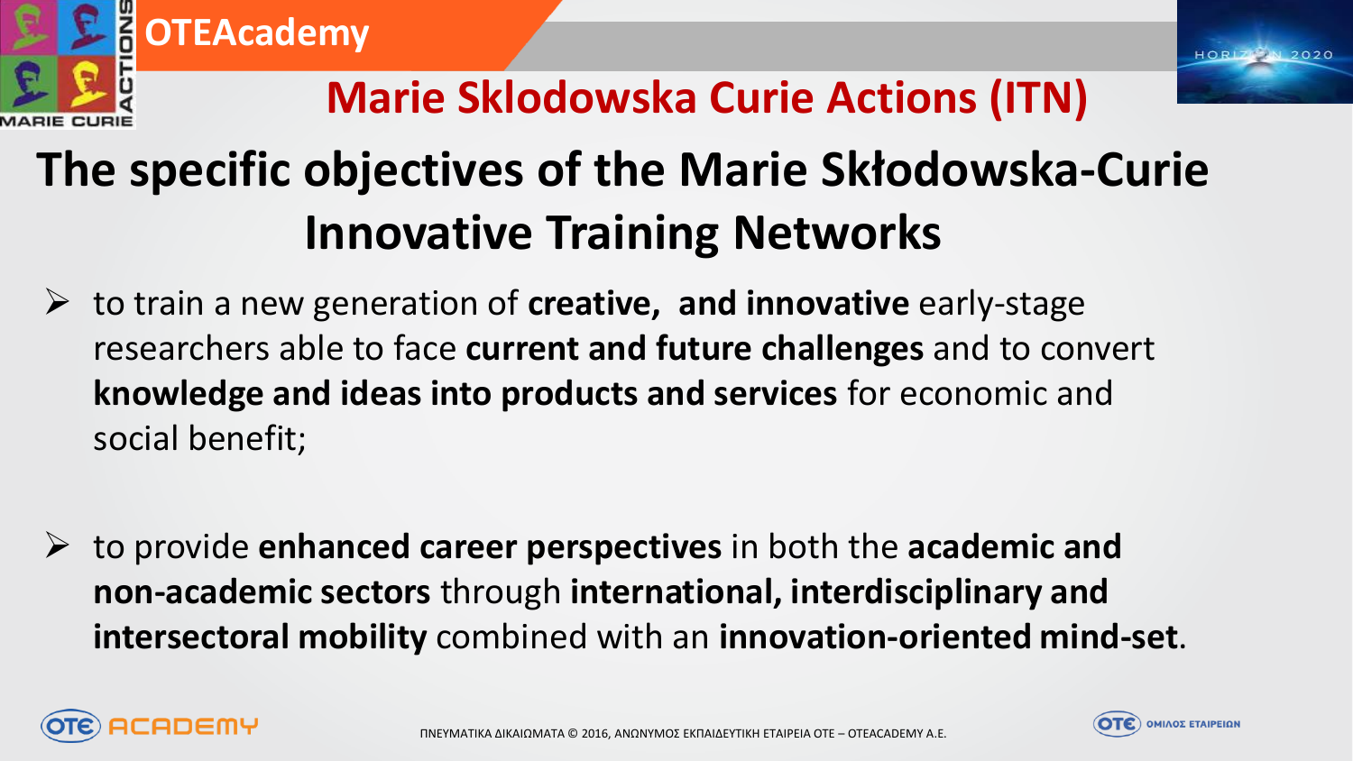## Marie Sklodowska Curie Actions (ITN)

# The specific objectives of the Marie Skłodowska-Curie Innovative Training Networks

- to train a new generation of **creative, and innovative** early-stage researchers able to face **current and future challenges** and to convert **knowledge and ideas into products and services** for economic and social benefit;

- to provide **enhanced career perspectives** in both the **academic and non-academic sectors** through **international, interdisciplinary and intersectoral mobility** combined with an **innovation-oriented mind-set**.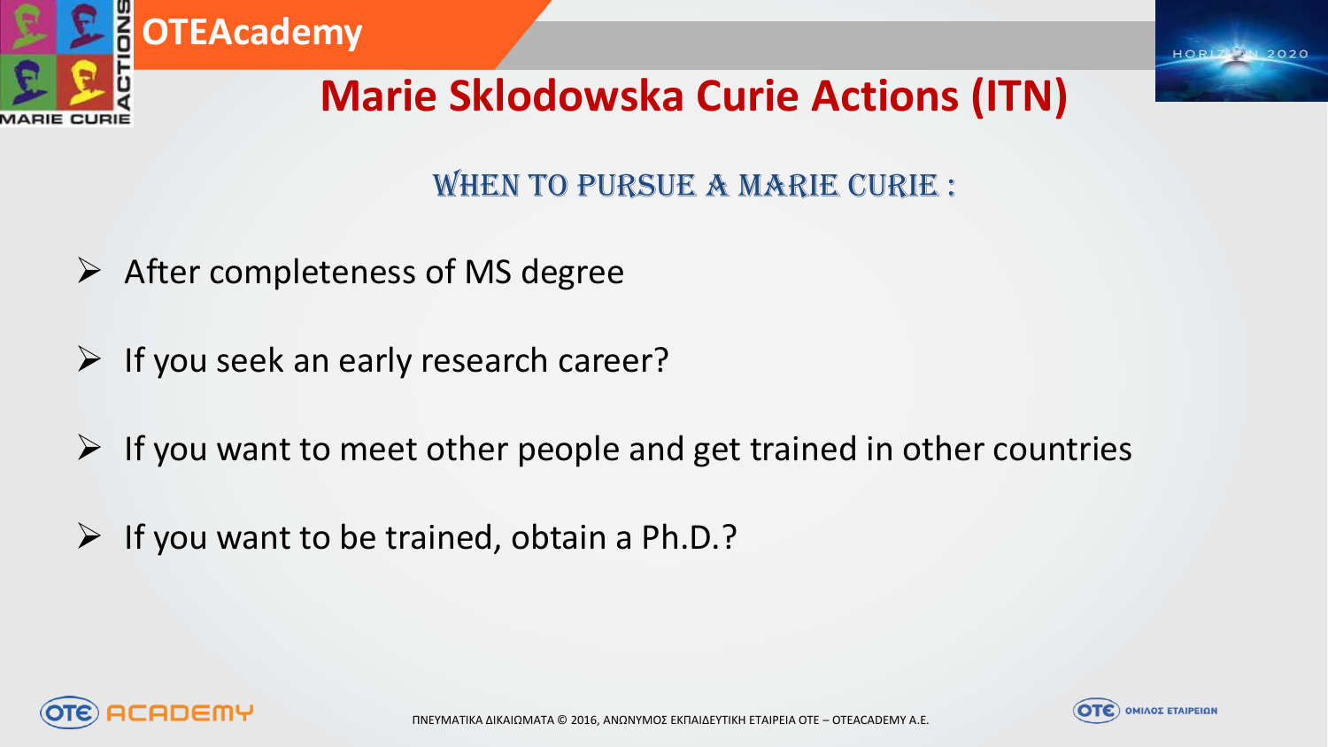# Marie Sklodowska Curie Actions (ITN)

## When to pursue a Marie Curie :

- After completeness of MS degree
- If you seek an early research career?
- If you want to meet other people and get trained in other countries
- If you want to be trained, obtain a Ph.D.?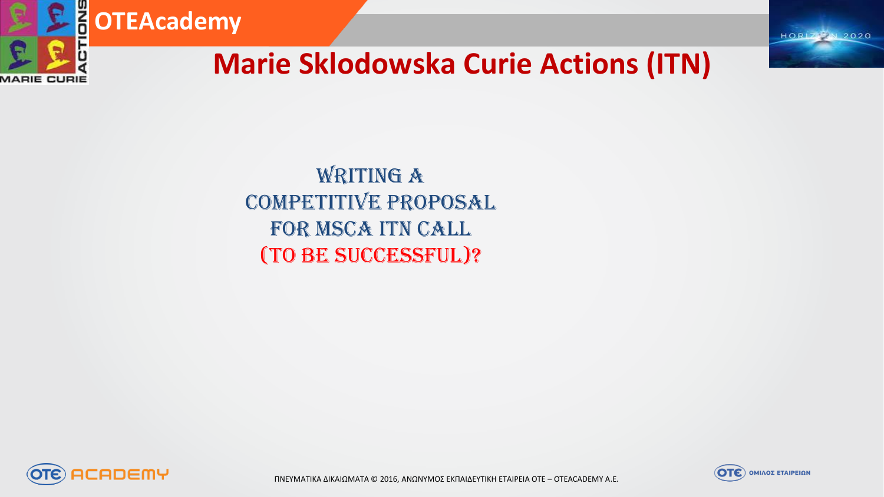# Marie Sklodowska Curie Actions (ITN)

WRITING A
COMPETITIVE PROPOSAL
FOR MSCA ITN CALL
(TO BE SUCCESSFUL)?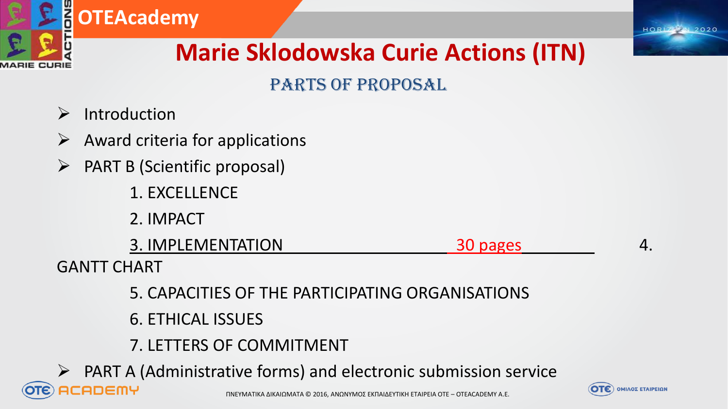# Marie Sklodowska Curie Actions (ITN)

## PARTS OF PROPOSAL

- Introduction
- Award criteria for applications
- PART B (Scientific proposal)
  1. EXCELLENCE
  2. IMPACT
  3. IMPLEMENTATION ______________________ 30 pages ________
  4. GANTT CHART
  5. CAPACITIES OF THE PARTICIPATING ORGANISATIONS
  6. ETHICAL ISSUES
  7. LETTERS OF COMMITMENT
- PART A (Administrative forms) and electronic submission service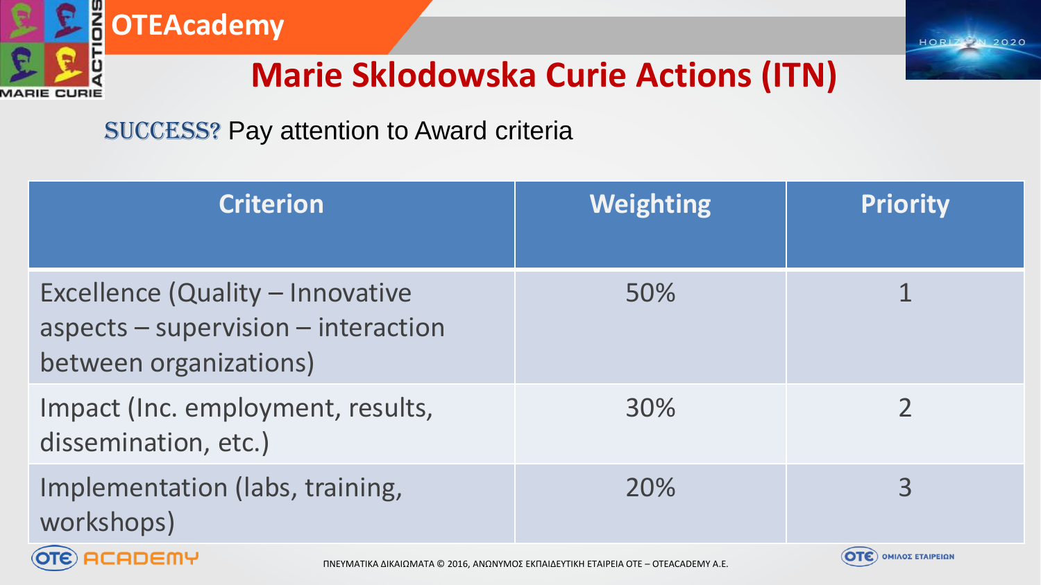# Marie Sklodowska Curie Actions (ITN)

**SUCCESS?** Pay attention to Award criteria

| Criterion | Weighting | Priority |
| --- | --- | --- |
| Excellence (Quality – Innovative aspects – supervision – interaction between organizations) | 50% | 1 |
| Impact (Inc. employment, results, dissemination, etc.) | 30% | 2 |
| Implementation (labs, training, workshops) | 20% | 3 |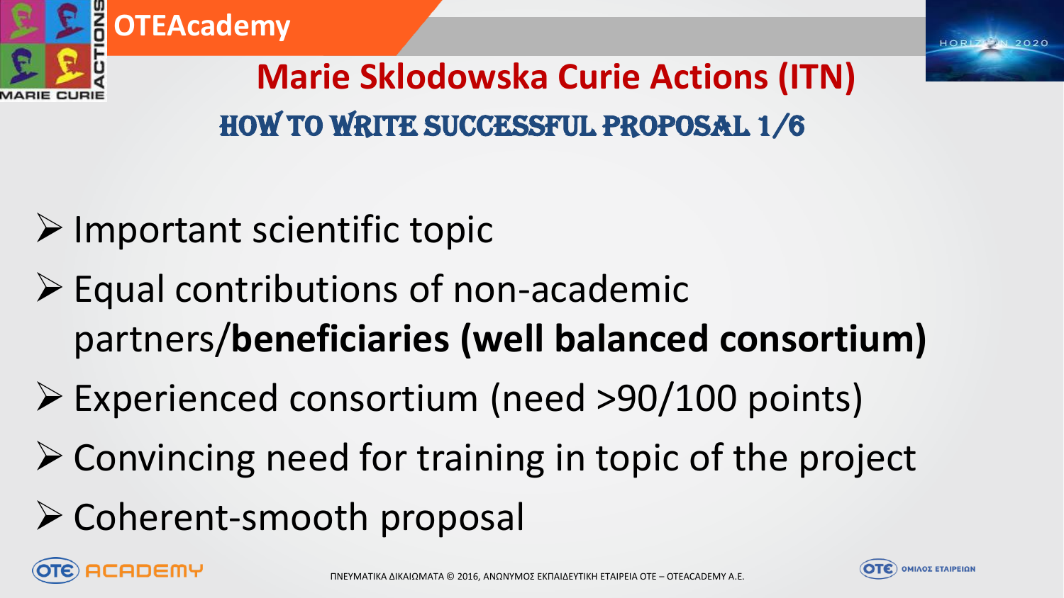# Marie Sklodowska Curie Actions (ITN)

## HOW TO WRITE SUCCESSFUL PROPOSAL 1/6

- Important scientific topic
- Equal contributions of non-academic partners/**beneficiaries (well balanced consortium)**
- Experienced consortium (need >90/100 points)
- Convincing need for training in topic of the project
- Coherent-smooth proposal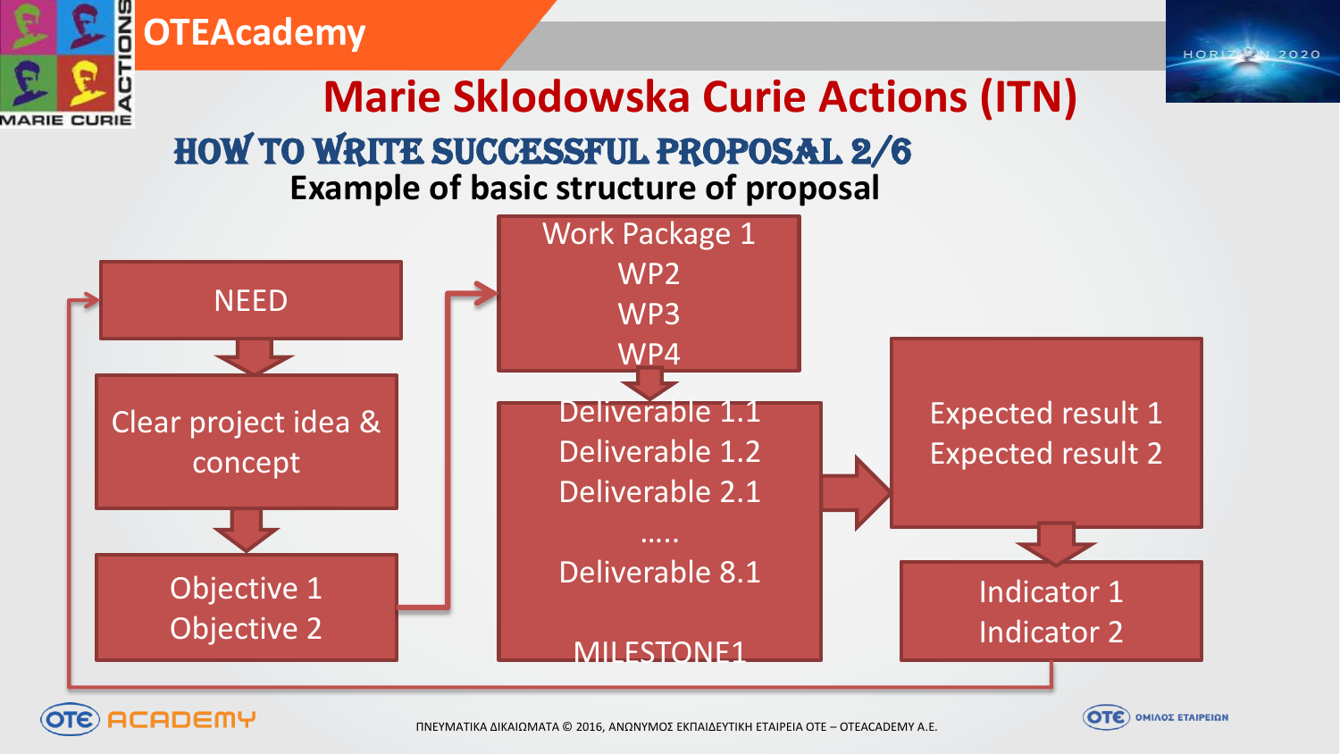# Marie Sklodowska Curie Actions (ITN)

## HOW TO WRITE SUCCESSFUL PROPOSAL 2/6

**Example of basic structure of proposal**

NEED

Clear project idea & concept

Objective 1
Objective 2

Work Package 1
WP2
WP3
WP4

Deliverable 1.1
Deliverable 1.2
Deliverable 2.1
.....
Deliverable 8.1

MILESTONE1

Expected result 1
Expected result 2

Indicator 1
Indicator 2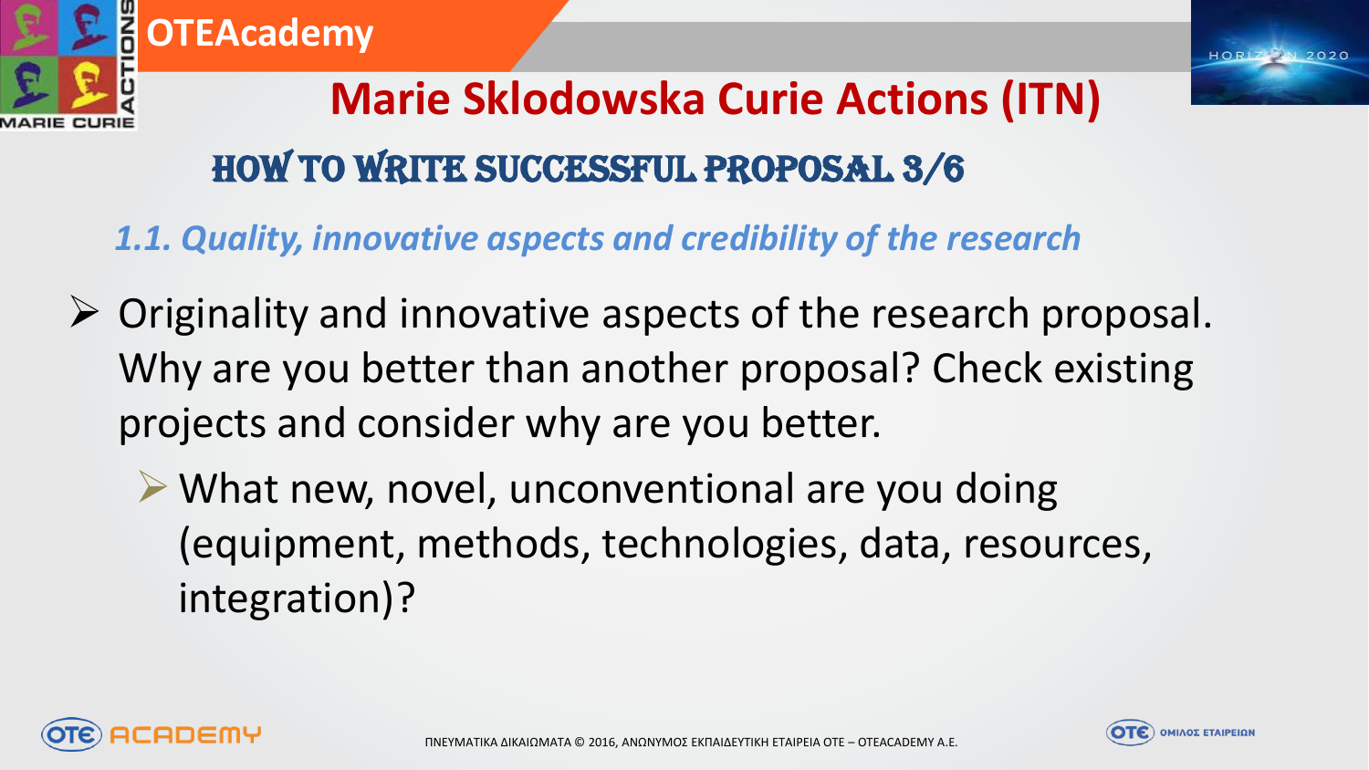# Marie Sklodowska Curie Actions (ITN)

## HOW TO WRITE SUCCESSFUL PROPOSAL 3/6

### *1.1. Quality, innovative aspects and credibility of the research*

- Originality and innovative aspects of the research proposal. Why are you better than another proposal? Check existing projects and consider why are you better.
  - What new, novel, unconventional are you doing (equipment, methods, technologies, data, resources, integration)?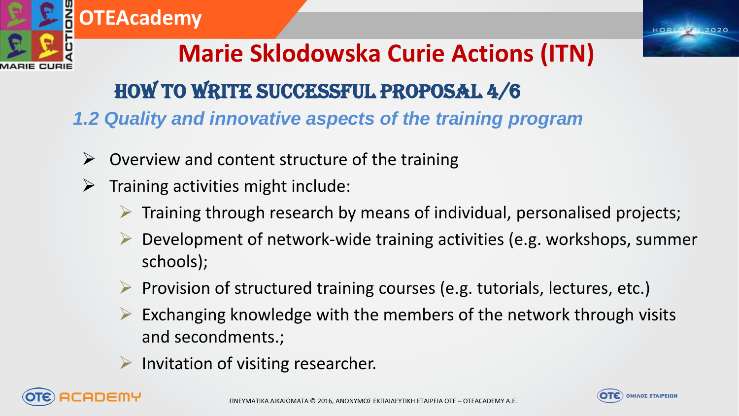# Marie Sklodowska Curie Actions (ITN)

## How to write successful proposal 4/6

### *1.2 Quality and innovative aspects of the training program*

- Overview and content structure of the training
- Training activities might include:
  - Training through research by means of individual, personalised projects;
  - Development of network-wide training activities (e.g. workshops, summer schools);
  - Provision of structured training courses (e.g. tutorials, lectures, etc.)
  - Exchanging knowledge with the members of the network through visits and secondments.;
  - Invitation of visiting researcher.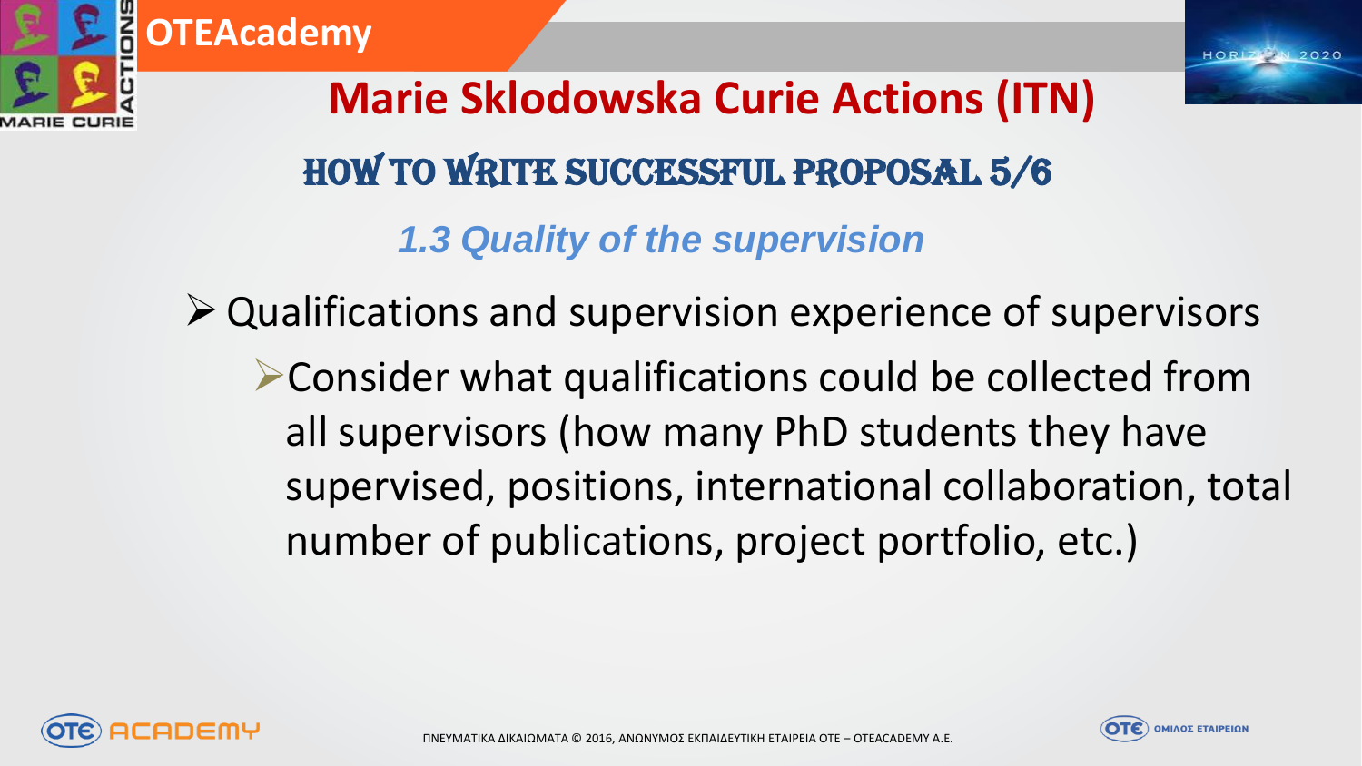# Marie Sklodowska Curie Actions (ITN)

## HOW TO WRITE SUCCESSFUL PROPOSAL 5/6

### *1.3 Quality of the supervision*

- Qualifications and supervision experience of supervisors
  - Consider what qualifications could be collected from all supervisors (how many PhD students they have supervised, positions, international collaboration, total number of publications, project portfolio, etc.)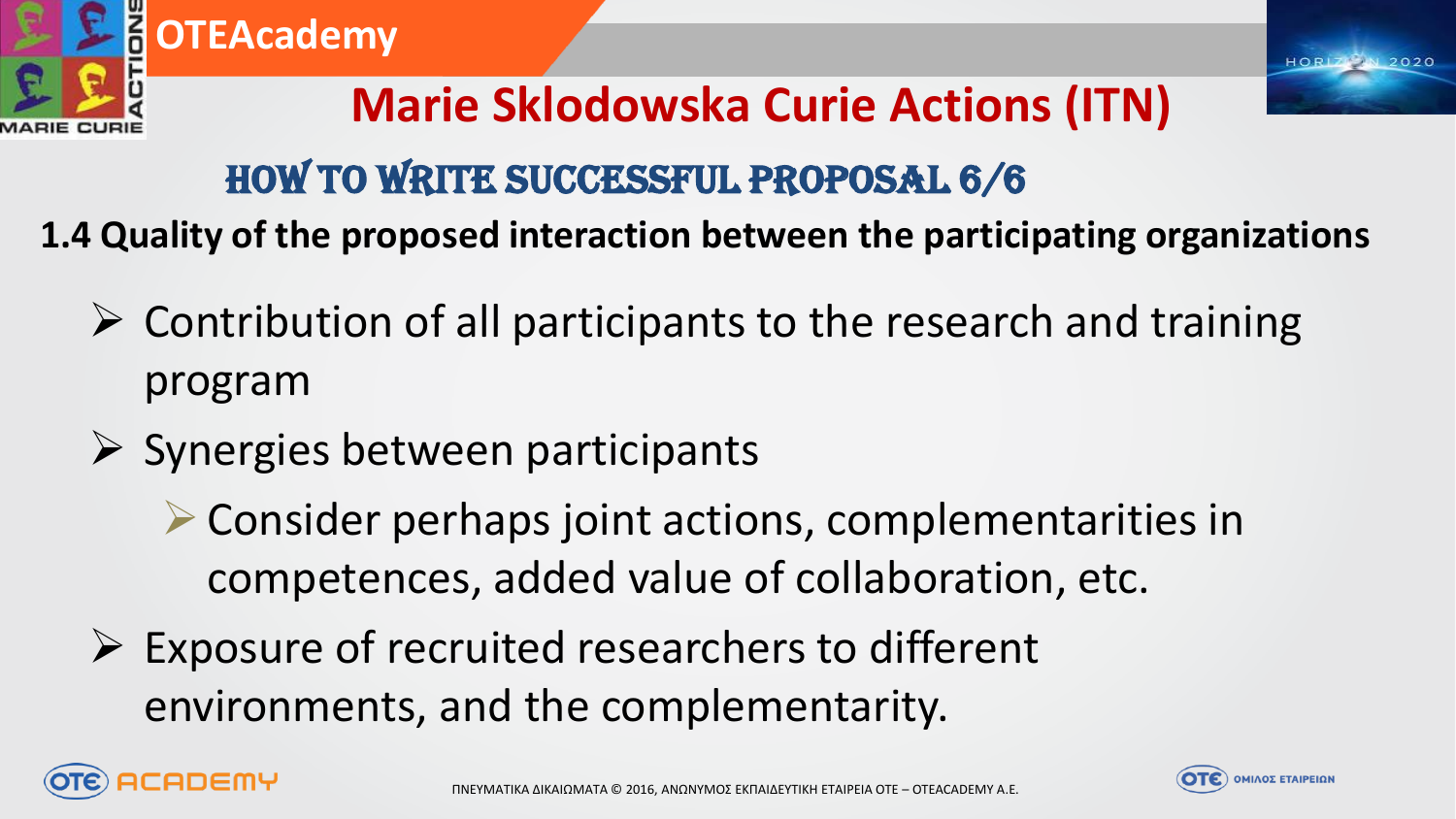# Marie Sklodowska Curie Actions (ITN)

## HOW TO WRITE SUCCESSFUL PROPOSAL 6/6

**1.4 Quality of the proposed interaction between the participating organizations**

- Contribution of all participants to the research and training program
- Synergies between participants
  - Consider perhaps joint actions, complementarities in competences, added value of collaboration, etc.
- Exposure of recruited researchers to different environments, and the complementarity.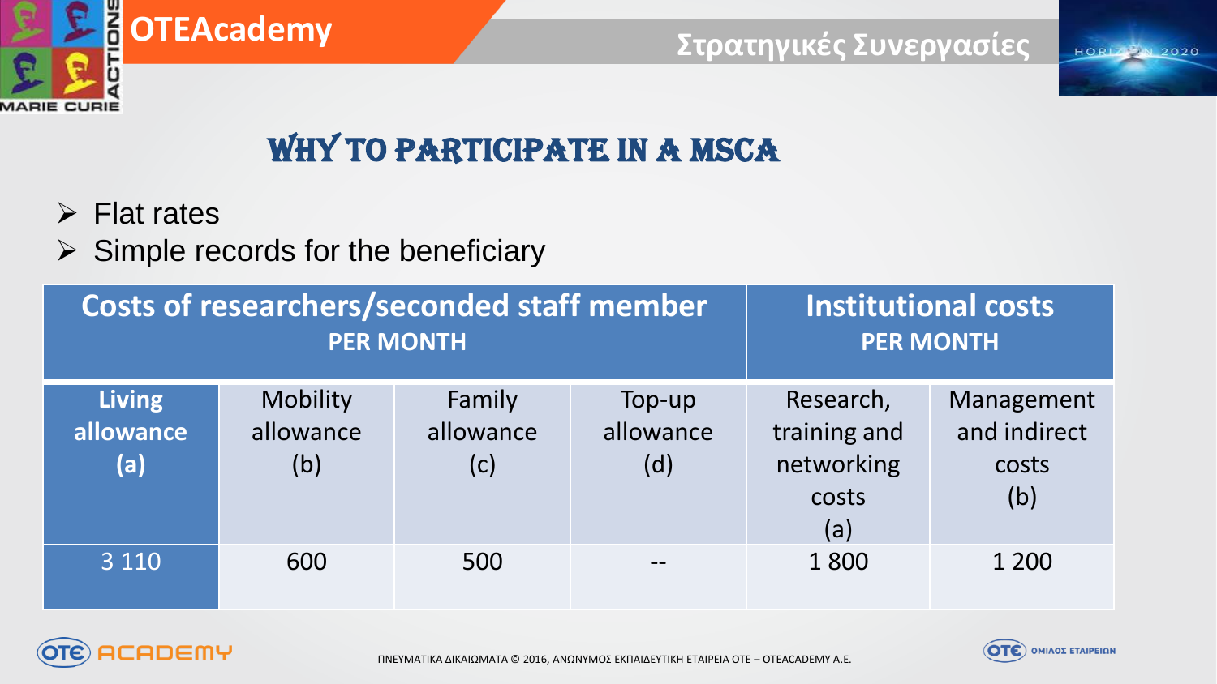## WHY TO PARTICIPATE IN A MSCA

- Flat rates
- Simple records for the beneficiary

| Costs of researchers/seconded staff member PER MONTH | | | | Institutional costs PER MONTH | |
|---|---|---|---|---|---|
| **Living allowance (a)** | Mobility allowance (b) | Family allowance (c) | Top-up allowance (d) | Research, training and networking costs (a) | Management and indirect costs (b) |
| 3 110 | 600 | 500 | -- | 1 800 | 1 200 |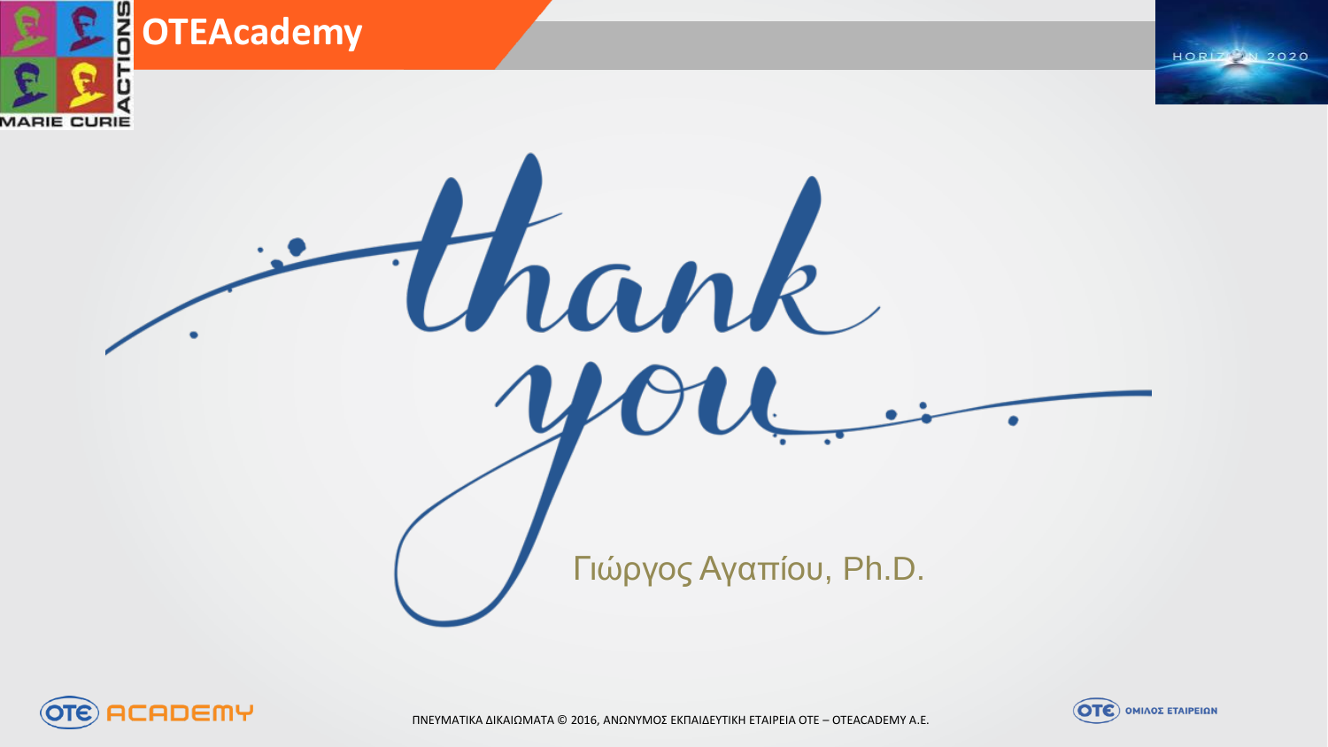# thank you

Γιώργος Αγαπίου, Ph.D.

ΠΝΕΥΜΑΤΙΚΑ ΔΙΚΑΙΩΜΑΤΑ © 2016, ΑΝΩΝΥΜΟΣ ΕΚΠΑΙΔΕΥΤΙΚΗ ΕΤΑΙΡΕΙΑ ΟΤΕ – OTEACADEMY Α.Ε.